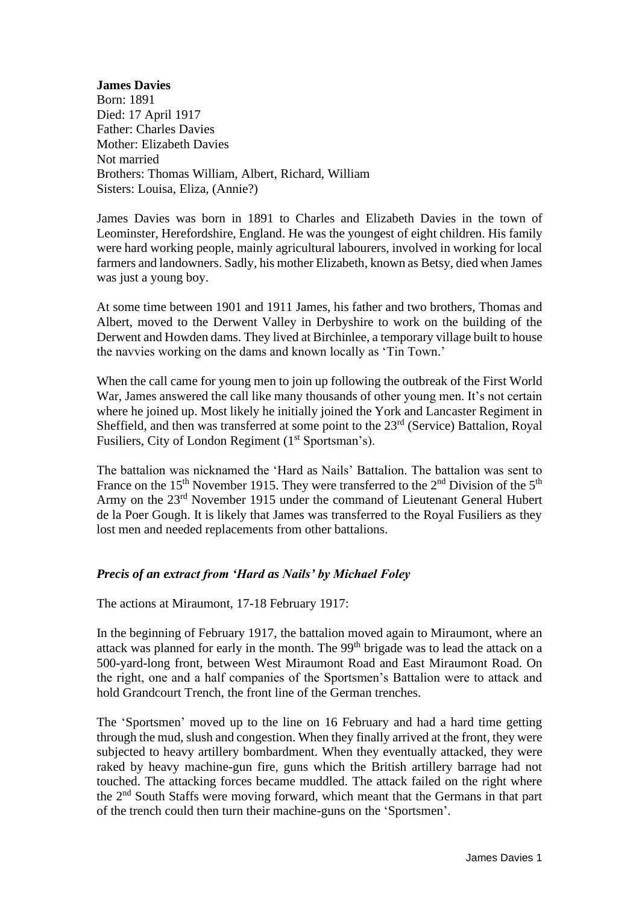**James Davies**
Born: 1891
Died: 17 April 1917
Father: Charles Davies
Mother: Elizabeth Davies
Not married
Brothers: Thomas William, Albert, Richard, William
Sisters: Louisa, Eliza, (Annie?)

James Davies was born in 1891 to Charles and Elizabeth Davies in the town of Leominster, Herefordshire, England. He was the youngest of eight children. His family were hard working people, mainly agricultural labourers, involved in working for local farmers and landowners. Sadly, his mother Elizabeth, known as Betsy, died when James was just a young boy.

At some time between 1901 and 1911 James, his father and two brothers, Thomas and Albert, moved to the Derwent Valley in Derbyshire to work on the building of the Derwent and Howden dams. They lived at Birchinlee, a temporary village built to house the navvies working on the dams and known locally as 'Tin Town.'

When the call came for young men to join up following the outbreak of the First World War, James answered the call like many thousands of other young men. It's not certain where he joined up. Most likely he initially joined the York and Lancaster Regiment in Sheffield, and then was transferred at some point to the 23rd (Service) Battalion, Royal Fusiliers, City of London Regiment (1st Sportsman's).

The battalion was nicknamed the 'Hard as Nails' Battalion. The battalion was sent to France on the 15th November 1915. They were transferred to the 2nd Division of the 5th Army on the 23rd November 1915 under the command of Lieutenant General Hubert de la Poer Gough. It is likely that James was transferred to the Royal Fusiliers as they lost men and needed replacements from other battalions.

### *Precis of an extract from 'Hard as Nails' by Michael Foley*

The actions at Miraumont, 17-18 February 1917:

In the beginning of February 1917, the battalion moved again to Miraumont, where an attack was planned for early in the month. The 99th brigade was to lead the attack on a 500-yard-long front, between West Miraumont Road and East Miraumont Road. On the right, one and a half companies of the Sportsmen's Battalion were to attack and hold Grandcourt Trench, the front line of the German trenches.

The 'Sportsmen' moved up to the line on 16 February and had a hard time getting through the mud, slush and congestion. When they finally arrived at the front, they were subjected to heavy artillery bombardment. When they eventually attacked, they were raked by heavy machine-gun fire, guns which the British artillery barrage had not touched. The attacking forces became muddled. The attack failed on the right where the 2nd South Staffs were moving forward, which meant that the Germans in that part of the trench could then turn their machine-guns on the 'Sportsmen'.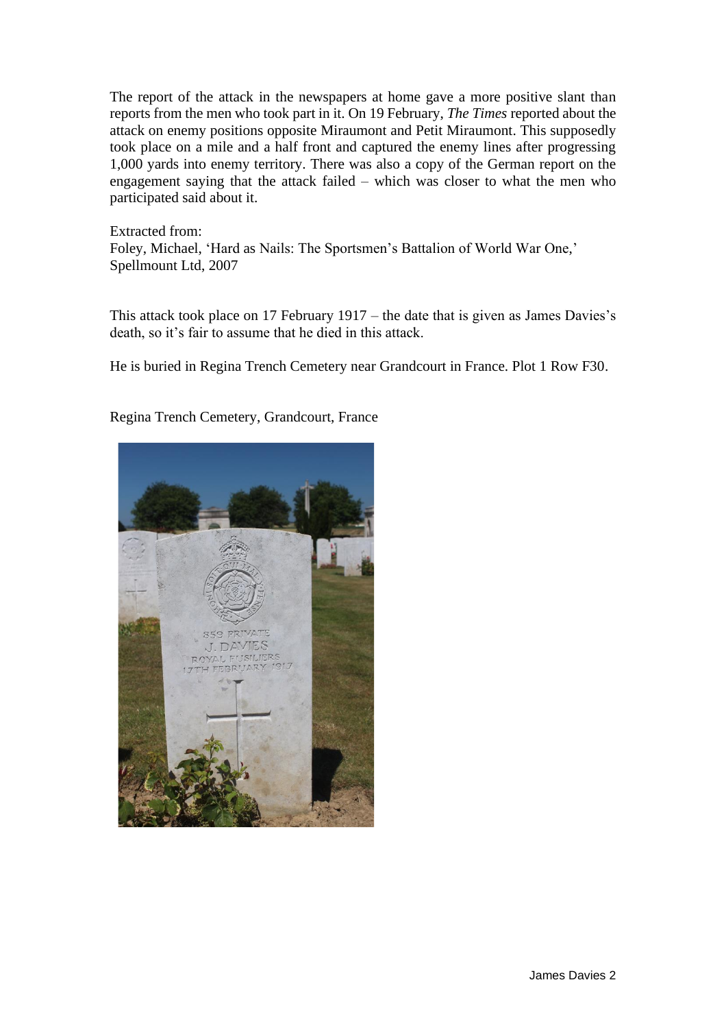The report of the attack in the newspapers at home gave a more positive slant than reports from the men who took part in it. On 19 February, *The Times* reported about the attack on enemy positions opposite Miraumont and Petit Miraumont. This supposedly took place on a mile and a half front and captured the enemy lines after progressing 1,000 yards into enemy territory. There was also a copy of the German report on the engagement saying that the attack failed – which was closer to what the men who participated said about it.

Extracted from:
Foley, Michael, 'Hard as Nails: The Sportsmen's Battalion of World War One,' Spellmount Ltd, 2007

This attack took place on 17 February 1917 – the date that is given as James Davies's death, so it's fair to assume that he died in this attack.

He is buried in Regina Trench Cemetery near Grandcourt in France. Plot 1 Row F30.

Regina Trench Cemetery, Grandcourt, France